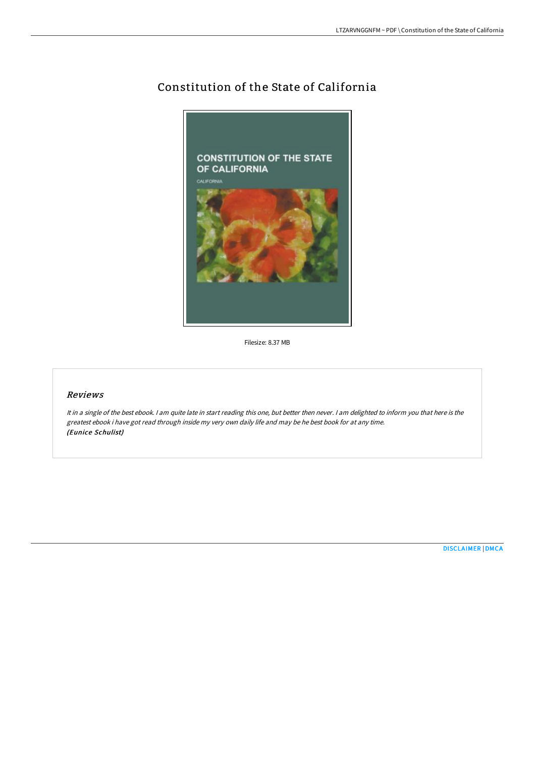# Constitution of the State of California

Filesize: 8.37 MB

## Reviews

*It in a single of the best ebook. I am quite late in start reading this one, but better then never. I am delighted to inform you that here is the greatest ebook i have got read through inside my very own daily life and may be he best book for at any time.*
***(Eunice Schulist)***

[DISCLAIMER](#) | [DMCA](#)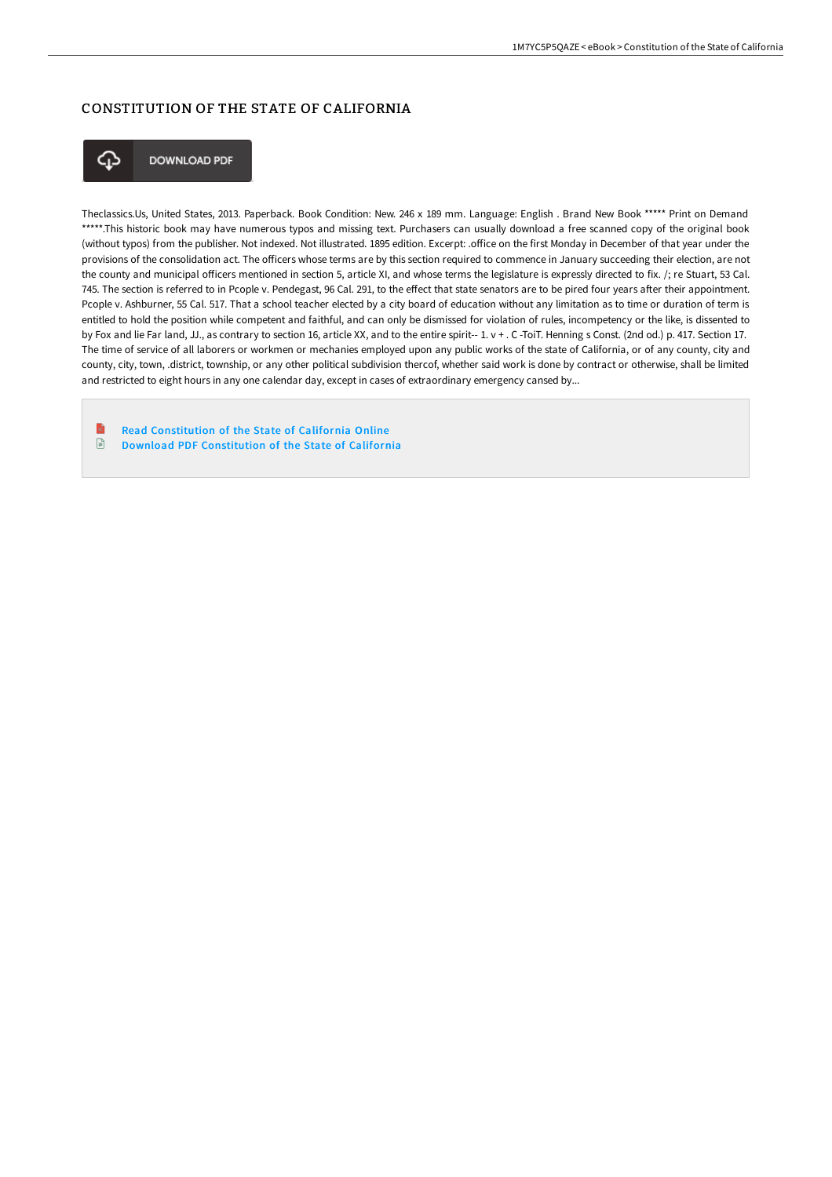# CONSTITUTION OF THE STATE OF CALIFORNIA

DOWNLOAD PDF

Theclassics.Us, United States, 2013. Paperback. Book Condition: New. 246 x 189 mm. Language: English . Brand New Book ***** Print on Demand *****.This historic book may have numerous typos and missing text. Purchasers can usually download a free scanned copy of the original book (without typos) from the publisher. Not indexed. Not illustrated. 1895 edition. Excerpt: .office on the first Monday in December of that year under the provisions of the consolidation act. The officers whose terms are by this section required to commence in January succeeding their election, are not the county and municipal officers mentioned in section 5, article XI, and whose terms the legislature is expressly directed to fix. /; re Stuart, 53 Cal. 745. The section is referred to in Pcople v. Pendegast, 96 Cal. 291, to the effect that state senators are to be pired four years after their appointment. Pcople v. Ashburner, 55 Cal. 517. That a school teacher elected by a city board of education without any limitation as to time or duration of term is entitled to hold the position while competent and faithful, and can only be dismissed for violation of rules, incompetency or the like, is dissented to by Fox and lie Far land, JJ., as contrary to section 16, article XX, and to the entire spirit-- 1. v + . C -ToiT. Henning s Const. (2nd od.) p. 417. Section 17. The time of service of all laborers or workmen or mechanies employed upon any public works of the state of California, or of any county, city and county, city, town, .district, township, or any other political subdivision thercof, whether said work is done by contract or otherwise, shall be limited and restricted to eight hours in any one calendar day, except in cases of extraordinary emergency cansed by...

- Read Constitution of the State of California Online
- Download PDF Constitution of the State of California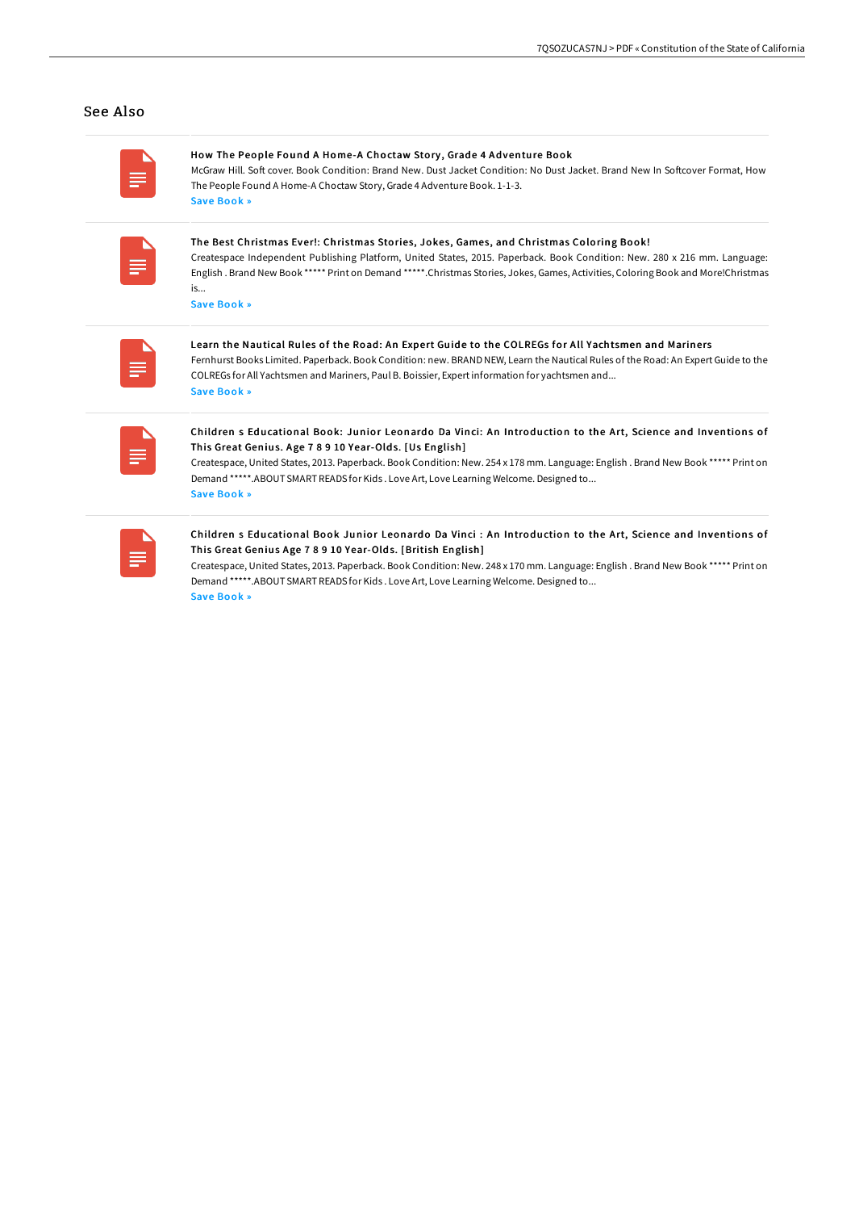## See Also

**How The People Found A Home-A Choctaw Story, Grade 4 Adventure Book**

McGraw Hill. Soft cover. Book Condition: Brand New. Dust Jacket Condition: No Dust Jacket. Brand New In Softcover Format, How The People Found A Home-A Choctaw Story, Grade 4 Adventure Book. 1-1-3.

Save Book »

**The Best Christmas Ever!: Christmas Stories, Jokes, Games, and Christmas Coloring Book!**

Createspace Independent Publishing Platform, United States, 2015. Paperback. Book Condition: New. 280 x 216 mm. Language: English . Brand New Book ***** Print on Demand *****.Christmas Stories, Jokes, Games, Activities, Coloring Book and More!Christmas is...

Save Book »

**Learn the Nautical Rules of the Road: An Expert Guide to the COLREGs for All Yachtsmen and Mariners**

Fernhurst Books Limited. Paperback. Book Condition: new. BRAND NEW, Learn the Nautical Rules of the Road: An Expert Guide to the COLREGs for All Yachtsmen and Mariners, Paul B. Boissier, Expert information for yachtsmen and...

Save Book »

**Children s Educational Book: Junior Leonardo Da Vinci: An Introduction to the Art, Science and Inventions of This Great Genius. Age 7 8 9 10 Year-Olds. [Us English]**

Createspace, United States, 2013. Paperback. Book Condition: New. 254 x 178 mm. Language: English . Brand New Book ***** Print on Demand *****.ABOUT SMART READS for Kids . Love Art, Love Learning Welcome. Designed to...

Save Book »

**Children s Educational Book Junior Leonardo Da Vinci : An Introduction to the Art, Science and Inventions of This Great Genius Age 7 8 9 10 Year-Olds. [British English]**

Createspace, United States, 2013. Paperback. Book Condition: New. 248 x 170 mm. Language: English . Brand New Book ***** Print on Demand *****.ABOUT SMART READS for Kids . Love Art, Love Learning Welcome. Designed to...

Save Book »